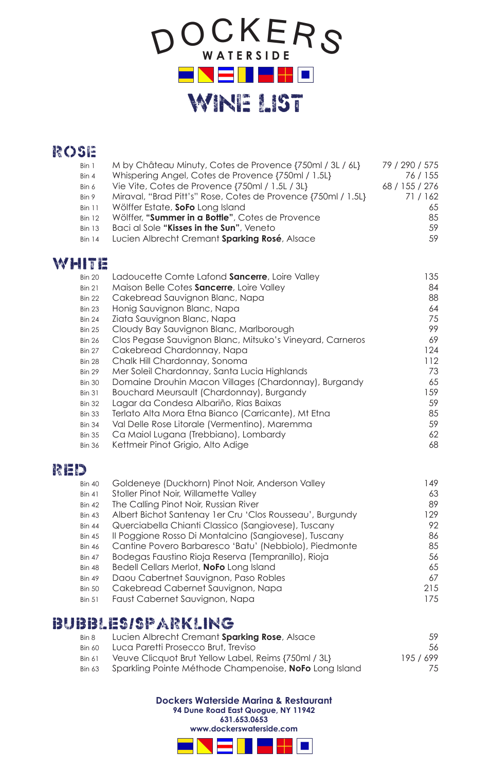# DOCKERS WATERSIDE

# WINE LIST

## ROSE

| Bin | Wine | Price |
|---|---|---|
| Bin 1 | M by Château Minuty, Cotes de Provence {750ml / 3L / 6L} | 79 / 290 / 575 |
| Bin 4 | Whispering Angel, Cotes de Provence {750ml / 1.5L} | 76 / 155 |
| Bin 6 | Vie Vite, Cotes de Provence {750ml / 1.5L / 3L} | 68 / 155 / 276 |
| Bin 9 | Miraval, "Brad Pitt's" Rose, Cotes de Provence {750ml / 1.5L} | 71 / 162 |
| Bin 11 | Wölffer Estate, **SoFo** Long Island | 65 |
| Bin 12 | Wölffer, **"Summer in a Bottle"**, Cotes de Provence | 85 |
| Bin 13 | Baci al Sole **"Kisses in the Sun"**, Veneto | 59 |
| Bin 14 | Lucien Albrecht Cremant **Sparking Rosé**, Alsace | 59 |

## WHITE

| Bin | Wine | Price |
|---|---|---|
| Bin 20 | Ladoucette Comte Lafond **Sancerre**, Loire Valley | 135 |
| Bin 21 | Maison Belle Cotes **Sancerre**, Loire Valley | 84 |
| Bin 22 | Cakebread Sauvignon Blanc, Napa | 88 |
| Bin 23 | Honig Sauvignon Blanc, Napa | 64 |
| Bin 24 | Ziata Sauvignon Blanc, Napa | 75 |
| Bin 25 | Cloudy Bay Sauvignon Blanc, Marlborough | 99 |
| Bin 26 | Clos Pegase Sauvignon Blanc, Mitsuko's Vineyard, Carneros | 69 |
| Bin 27 | Cakebread Chardonnay, Napa | 124 |
| Bin 28 | Chalk Hill Chardonnay, Sonoma | 112 |
| Bin 29 | Mer Soleil Chardonnay, Santa Lucia Highlands | 73 |
| Bin 30 | Domaine Drouhin Macon Villages (Chardonnay), Burgandy | 65 |
| Bin 31 | Bouchard Meursault (Chardonnay), Burgandy | 159 |
| Bin 32 | Lagar da Condesa Albariño, Rias Baixas | 59 |
| Bin 33 | Terlato Alta Mora Etna Bianco (Carricante), Mt Etna | 85 |
| Bin 34 | Val Delle Rose Litorale (Vermentino), Maremma | 59 |
| Bin 35 | Ca Maiol Lugana (Trebbiano), Lombardy | 62 |
| Bin 36 | Kettmeir Pinot Grigio, Alto Adige | 68 |

## RED

| Bin | Wine | Price |
|---|---|---|
| Bin 40 | Goldeneye (Duckhorn) Pinot Noir, Anderson Valley | 149 |
| Bin 41 | Stoller Pinot Noir, Willamette Valley | 63 |
| Bin 42 | The Calling Pinot Noir, Russian River | 89 |
| Bin 43 | Albert Bichot Santenay 1er Cru 'Clos Rousseau', Burgundy | 129 |
| Bin 44 | Querciabella Chianti Classico (Sangiovese), Tuscany | 92 |
| Bin 45 | Il Poggione Rosso Di Montalcino (Sangiovese), Tuscany | 86 |
| Bin 46 | Cantine Povero Barbaresco 'Batu' (Nebbiolo), Piedmonte | 85 |
| Bin 47 | Bodegas Faustino Rioja Reserva (Tempranillo), Rioja | 56 |
| Bin 48 | Bedell Cellars Merlot, **NoFo** Long Island | 65 |
| Bin 49 | Daou Cabertnet Sauvignon, Paso Robles | 67 |
| Bin 50 | Cakebread Cabernet Sauvignon, Napa | 215 |
| Bin 51 | Faust Cabernet Sauvignon, Napa | 175 |

## BUBBLES/SPARKLING

| Bin | Wine | Price |
|---|---|---|
| Bin 8 | Lucien Albrecht Cremant **Sparking Rose**, Alsace | 59 |
| Bin 60 | Luca Paretti Prosecco Brut, Treviso | 56 |
| Bin 61 | Veuve Clicquot Brut Yellow Label, Reims {750ml / 3L} | 195 / 699 |
| Bin 63 | Sparkling Pointe Méthode Champenoise, **NoFo** Long Island | 75 |

**Dockers Waterside Marina & Restaurant**
**94 Dune Road East Quogue, NY 11942**
**631.653.0653**
**www.dockerswaterside.com**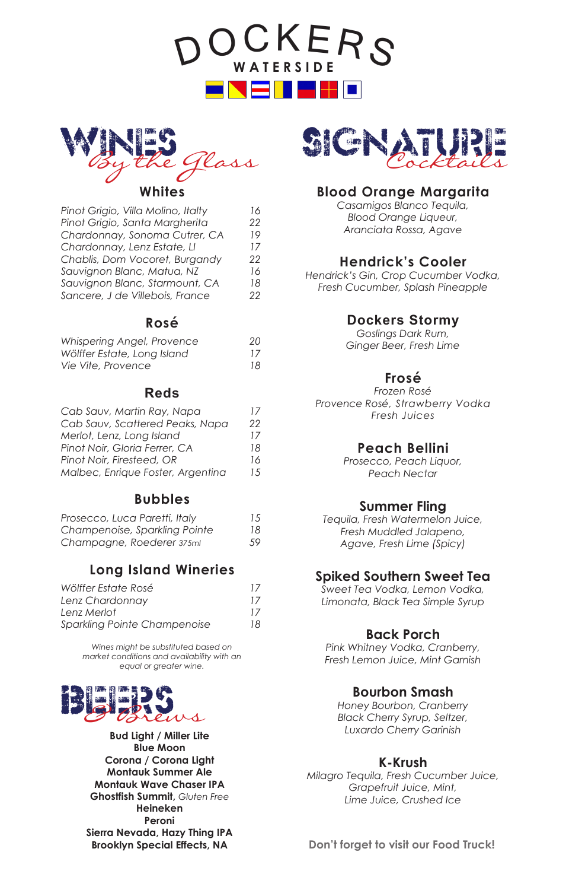# DOCKERS WATERSIDE

## WINES *By the Glass*

### Whites

| | |
|---|---|
| *Pinot Grigio, Villa Molino, Itlaty* | 16 |
| *Pinot Grigio, Santa Margherita* | 22 |
| *Chardonnay, Sonoma Cutrer, CA* | 19 |
| *Chardonnay, Lenz Estate, LI* | 17 |
| *Chablis, Dom Vocoret, Burgandy* | 22 |
| *Sauvignon Blanc, Matua, NZ* | 16 |
| *Sauvignon Blanc, Starmount, CA* | 18 |
| *Sancere, J de Villebois, France* | 22 |

### Rosé

| | |
|---|---|
| *Whispering Angel, Provence* | 20 |
| *Wölffer Estate, Long Island* | 17 |
| *Vie Vite, Provence* | 18 |

### Reds

| | |
|---|---|
| *Cab Sauv, Martin Ray, Napa* | 17 |
| *Cab Sauv, Scattered Peaks, Napa* | 22 |
| *Merlot, Lenz, Long Island* | 17 |
| *Pinot Noir, Gloria Ferrer, CA* | 18 |
| *Pinot Noir, Firesteed, OR* | 16 |
| *Malbec, Enrique Foster, Argentina* | 15 |

### Bubbles

| | |
|---|---|
| *Prosecco, Luca Paretti, Italy* | 15 |
| *Champenoise, Sparkling Pointe* | 18 |
| *Champagne, Roederer 375ml* | 59 |

### Long Island Wineries

| | |
|---|---|
| *Wölffer Estate Rosé* | 17 |
| *Lenz Chardonnay* | 17 |
| *Lenz Merlot* | 17 |
| *Sparkling Pointe Champenoise* | 18 |

*Wines might be substituted based on market conditions and availability with an equal or greater wine.*

## BEERS *& Brews*

**Bud Light / Miller Lite**
**Blue Moon**
**Corona / Corona Light**
**Montauk Summer Ale**
**Montauk Wave Chaser IPA**
**Ghostfish Summit**, *Gluten Free*
**Heineken**
**Peroni**
**Sierra Nevada, Hazy Thing IPA**
**Brooklyn Special Effects, NA**

## SIGNATURE *Cocktails*

### Blood Orange Margarita
*Casamigos Blanco Tequila, Blood Orange Liqueur, Aranciata Rossa, Agave*

### Hendrick's Cooler
*Hendrick's Gin, Crop Cucumber Vodka, Fresh Cucumber, Splash Pineapple*

### Dockers Stormy
*Goslings Dark Rum, Ginger Beer, Fresh Lime*

### Frosé
*Frozen Rosé*
*Provence Rosé, Strawberry Vodka Fresh Juices*

### Peach Bellini
*Prosecco, Peach Liquor, Peach Nectar*

### Summer Fling
*Tequila, Fresh Watermelon Juice, Fresh Muddled Jalapeno, Agave, Fresh Lime (Spicy)*

### Spiked Southern Sweet Tea
*Sweet Tea Vodka, Lemon Vodka, Limonata, Black Tea Simple Syrup*

### Back Porch
*Pink Whitney Vodka, Cranberry, Fresh Lemon Juice, Mint Garnish*

### Bourbon Smash
*Honey Bourbon, Cranberry Black Cherry Syrup, Seltzer, Luxardo Cherry Garinish*

### K-Krush
*Milagro Tequila, Fresh Cucumber Juice, Grapefruit Juice, Mint, Lime Juice, Crushed Ice*

**Don't forget to visit our Food Truck!**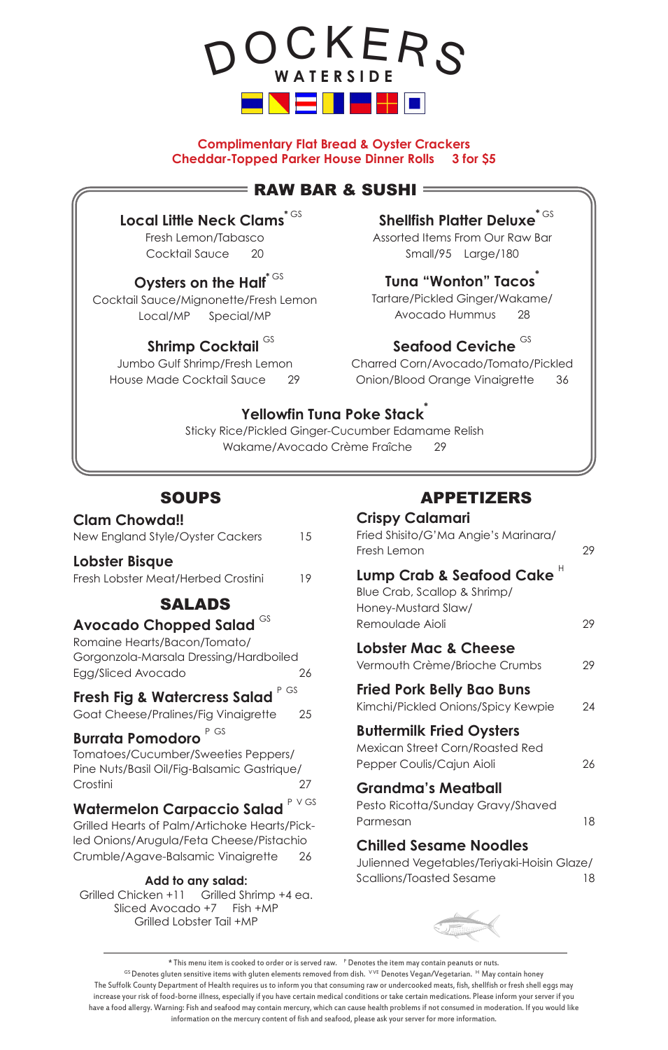# DOCKERS WATERSIDE

**Complimentary Flat Bread & Oyster Crackers**
**Cheddar-Topped Parker House Dinner Rolls 3 for $5**

## RAW BAR & SUSHI

### Local Little Neck Clams* GS
Fresh Lemon/Tabasco
Cocktail Sauce 20

### Oysters on the Half* GS
Cocktail Sauce/Mignonette/Fresh Lemon
Local/MP Special/MP

### Shrimp Cocktail GS
Jumbo Gulf Shrimp/Fresh Lemon
House Made Cocktail Sauce 29

### Shellfish Platter Deluxe* GS
Assorted Items From Our Raw Bar
Small/95 Large/180

### Tuna "Wonton" Tacos*
Tartare/Pickled Ginger/Wakame/
Avocado Hummus 28

### Seafood Ceviche GS
Charred Corn/Avocado/Tomato/Pickled
Onion/Blood Orange Vinaigrette 36

### Yellowfin Tuna Poke Stack*
Sticky Rice/Pickled Ginger-Cucumber Edamame Relish
Wakame/Avocado Crème Fraîche 29

## SOUPS

### Clam Chowda!!
New England Style/Oyster Cackers 15

### Lobster Bisque
Fresh Lobster Meat/Herbed Crostini 19

## SALADS

### Avocado Chopped Salad GS
Romaine Hearts/Bacon/Tomato/
Gorgonzola-Marsala Dressing/Hardboiled
Egg/Sliced Avocado 26

### Fresh Fig & Watercress Salad P GS
Goat Cheese/Pralines/Fig Vinaigrette 25

### Burrata Pomodoro P GS
Tomatoes/Cucumber/Sweeties Peppers/
Pine Nuts/Basil Oil/Fig-Balsamic Gastrique/
Crostini 27

### Watermelon Carpaccio Salad P V GS
Grilled Hearts of Palm/Artichoke Hearts/Pick-
led Onions/Arugula/Feta Cheese/Pistachio
Crumble/Agave-Balsamic Vinaigrette 26

**Add to any salad:**
Grilled Chicken +11 Grilled Shrimp +4 ea.
Sliced Avocado +7 Fish +MP
Grilled Lobster Tail +MP

## APPETIZERS

### Crispy Calamari
Fried Shisito/G'Ma Angie's Marinara/
Fresh Lemon 29

### Lump Crab & Seafood Cake H
Blue Crab, Scallop & Shrimp/
Honey-Mustard Slaw/
Remoulade Aioli 29

### Lobster Mac & Cheese
Vermouth Crème/Brioche Crumbs 29

### Fried Pork Belly Bao Buns
Kimchi/Pickled Onions/Spicy Kewpie 24

### Buttermilk Fried Oysters
Mexican Street Corn/Roasted Red
Pepper Coulis/Cajun Aioli 26

### Grandma's Meatball
Pesto Ricotta/Sunday Gravy/Shaved
Parmesan 18

### Chilled Sesame Noodles
Julienned Vegetables/Teriyaki-Hoisin Glaze/
Scallions/Toasted Sesame 18

---

* This menu item is cooked to order or is served raw. P Denotes the item may contain peanuts or nuts.
GS Denotes gluten sensitive items with gluten elements removed from dish. V VE Denotes Vegan/Vegetarian. H May contain honey
The Suffolk County Department of Health requires us to inform you that consuming raw or undercooked meats, fish, shellfish or fresh shell eggs may increase your risk of food-borne illness, especially if you have certain medical conditions or take certain medications. Please inform your server if you have a food allergy. Warning: Fish and seafood may contain mercury, which can cause health problems if not consumed in moderation. If you would like information on the mercury content of fish and seafood, please ask your server for more information.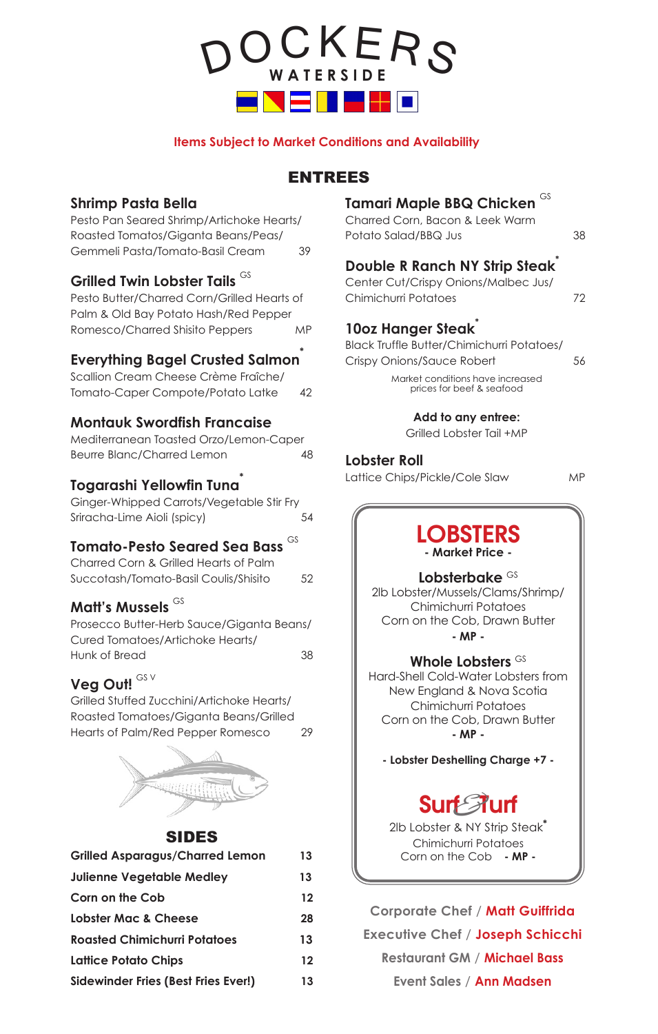# DOCKERS

WATERSIDE

Items Subject to Market Conditions and Availability

## ENTREES

### Shrimp Pasta Bella
Pesto Pan Seared Shrimp/Artichoke Hearts/ Roasted Tomatos/Giganta Beans/Peas/ Gemmeli Pasta/Tomato-Basil Cream 39

### Grilled Twin Lobster Tails GS
Pesto Butter/Charred Corn/Grilled Hearts of Palm & Old Bay Potato Hash/Red Pepper Romesco/Charred Shisito Peppers MP

### Everything Bagel Crusted Salmon *
Scallion Cream Cheese Crème Fraîche/ Tomato-Caper Compote/Potato Latke 42

### Montauk Swordfish Francaise
Mediterranean Toasted Orzo/Lemon-Caper Beurre Blanc/Charred Lemon 48

### Togarashi Yellowfin Tuna *
Ginger-Whipped Carrots/Vegetable Stir Fry Sriracha-Lime Aioli (spicy) 54

### Tomato-Pesto Seared Sea Bass GS
Charred Corn & Grilled Hearts of Palm Succotash/Tomato-Basil Coulis/Shisito 52

### Matt's Mussels GS
Prosecco Butter-Herb Sauce/Giganta Beans/ Cured Tomatoes/Artichoke Hearts/ Hunk of Bread 38

### Veg Out! GS V
Grilled Stuffed Zucchini/Artichoke Hearts/ Roasted Tomatoes/Giganta Beans/Grilled Hearts of Palm/Red Pepper Romesco 29

### Tamari Maple BBQ Chicken GS
Charred Corn, Bacon & Leek Warm Potato Salad/BBQ Jus 38

### Double R Ranch NY Strip Steak *
Center Cut/Crispy Onions/Malbec Jus/ Chimichurri Potatoes 72

### 10oz Hanger Steak *
Black Truffle Butter/Chimichurri Potatoes/ Crispy Onions/Sauce Robert 56

Market conditions have increased prices for beef & seafood

**Add to any entree:**
Grilled Lobster Tail +MP

### Lobster Roll
Lattice Chips/Pickle/Cole Slaw MP

## LOBSTERS
**- Market Price -**

### Lobsterbake GS
2lb Lobster/Mussels/Clams/Shrimp/ Chimichurri Potatoes Corn on the Cob, Drawn Butter
**- MP -**

### Whole Lobsters GS
Hard-Shell Cold-Water Lobsters from New England & Nova Scotia Chimichurri Potatoes Corn on the Cob, Drawn Butter
**- MP -**

**- Lobster Deshelling Charge +7 -**

### Surf & Turf
2lb Lobster & NY Strip Steak*
Chimichurri Potatoes
Corn on the Cob **- MP -**

## SIDES

| | |
|---|---|
| **Grilled Asparagus/Charred Lemon** | 13 |
| **Julienne Vegetable Medley** | 13 |
| **Corn on the Cob** | 12 |
| **Lobster Mac & Cheese** | 28 |
| **Roasted Chimichurri Potatoes** | 13 |
| **Lattice Potato Chips** | 12 |
| **Sidewinder Fries (Best Fries Ever!)** | 13 |

Corporate Chef / Matt Guiffrida
Executive Chef / Joseph Schicchi
Restaurant GM / Michael Bass
Event Sales / Ann Madsen